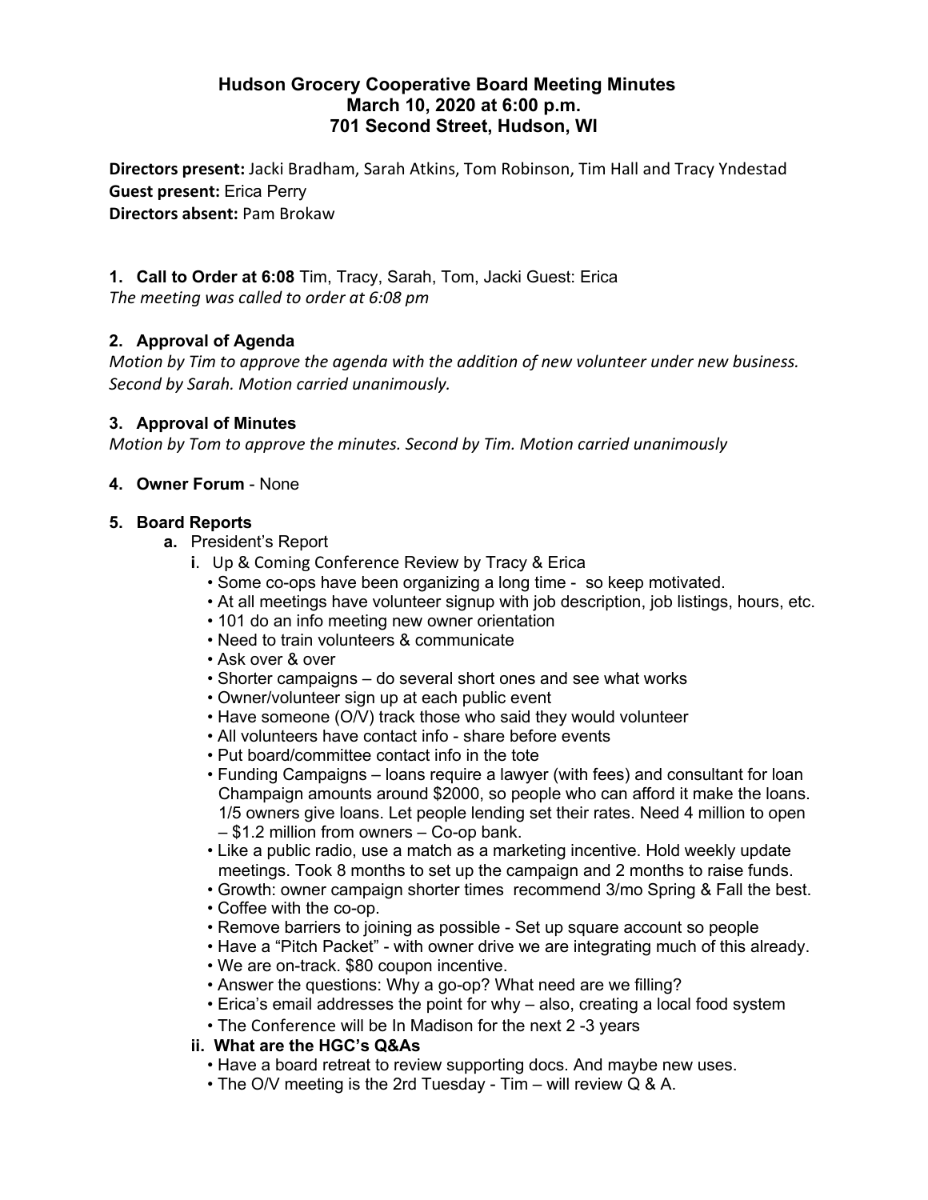# Hudson Grocery Cooperative Board Meeting Minutes
## March 10, 2020 at 6:00 p.m.
## 701 Second Street, Hudson, WI

**Directors present:** Jacki Bradham, Sarah Atkins, Tom Robinson, Tim Hall and Tracy Yndestad
**Guest present:** Erica Perry
**Directors absent:** Pam Brokaw

**1. Call to Order at 6:08** Tim, Tracy, Sarah, Tom, Jacki Guest: Erica
*The meeting was called to order at 6:08 pm*

**2. Approval of Agenda**
*Motion by Tim to approve the agenda with the addition of new volunteer under new business. Second by Sarah. Motion carried unanimously.*

**3. Approval of Minutes**
*Motion by Tom to approve the minutes. Second by Tim. Motion carried unanimously*

**4. Owner Forum** - None

**5. Board Reports**

- **a.** President's Report
  - **i**. Up & Coming Conference Review by Tracy & Erica
    - Some co-ops have been organizing a long time - so keep motivated.
    - At all meetings have volunteer signup with job description, job listings, hours, etc.
    - 101 do an info meeting new owner orientation
    - Need to train volunteers & communicate
    - Ask over & over
    - Shorter campaigns – do several short ones and see what works
    - Owner/volunteer sign up at each public event
    - Have someone (O/V) track those who said they would volunteer
    - All volunteers have contact info - share before events
    - Put board/committee contact info in the tote
    - Funding Campaigns – loans require a lawyer (with fees) and consultant for loan Champaign amounts around $2000, so people who can afford it make the loans. 1/5 owners give loans. Let people lending set their rates. Need 4 million to open – $1.2 million from owners – Co-op bank.
    - Like a public radio, use a match as a marketing incentive. Hold weekly update meetings. Took 8 months to set up the campaign and 2 months to raise funds.
    - Growth: owner campaign shorter times recommend 3/mo Spring & Fall the best.
    - Coffee with the co-op.
    - Remove barriers to joining as possible - Set up square account so people
    - Have a "Pitch Packet" - with owner drive we are integrating much of this already.
    - We are on-track. $80 coupon incentive.
    - Answer the questions: Why a go-op? What need are we filling?
    - Erica's email addresses the point for why – also, creating a local food system
    - The Conference will be In Madison for the next 2 -3 years
  - **ii. What are the HGC's Q&As**
    - Have a board retreat to review supporting docs. And maybe new uses.
    - The O/V meeting is the 2rd Tuesday - Tim – will review Q & A.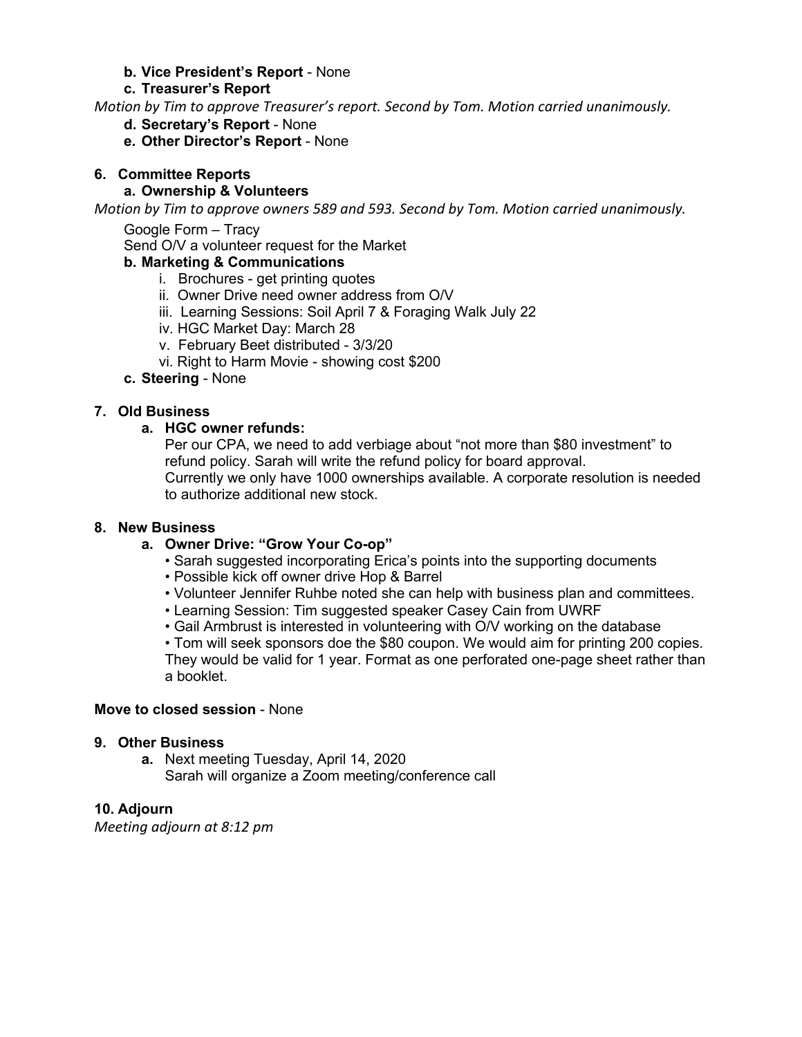**b. Vice President's Report** - None

**c. Treasurer's Report**

*Motion by Tim to approve Treasurer's report. Second by Tom. Motion carried unanimously.*

**d. Secretary's Report** - None

**e. Other Director's Report** - None

**6. Committee Reports**

**a. Ownership & Volunteers**

*Motion by Tim to approve owners 589 and 593. Second by Tom. Motion carried unanimously.*

Google Form – Tracy

Send O/V a volunteer request for the Market

**b. Marketing & Communications**

i. Brochures - get printing quotes
ii. Owner Drive need owner address from O/V
iii. Learning Sessions: Soil April 7 & Foraging Walk July 22
iv. HGC Market Day: March 28
v. February Beet distributed - 3/3/20
vi. Right to Harm Movie - showing cost $200

**c. Steering** - None

**7. Old Business**

**a. HGC owner refunds:**

Per our CPA, we need to add verbiage about "not more than $80 investment" to refund policy. Sarah will write the refund policy for board approval.
Currently we only have 1000 ownerships available. A corporate resolution is needed to authorize additional new stock.

**8. New Business**

**a. Owner Drive: "Grow Your Co-op"**

- Sarah suggested incorporating Erica's points into the supporting documents
- Possible kick off owner drive Hop & Barrel
- Volunteer Jennifer Ruhbe noted she can help with business plan and committees.
- Learning Session: Tim suggested speaker Casey Cain from UWRF
- Gail Armbrust is interested in volunteering with O/V working on the database
- Tom will seek sponsors doe the $80 coupon. We would aim for printing 200 copies. They would be valid for 1 year. Format as one perforated one-page sheet rather than a booklet.

**Move to closed session** - None

**9. Other Business**

**a.** Next meeting Tuesday, April 14, 2020
Sarah will organize a Zoom meeting/conference call

**10. Adjourn**

*Meeting adjourn at 8:12 pm*